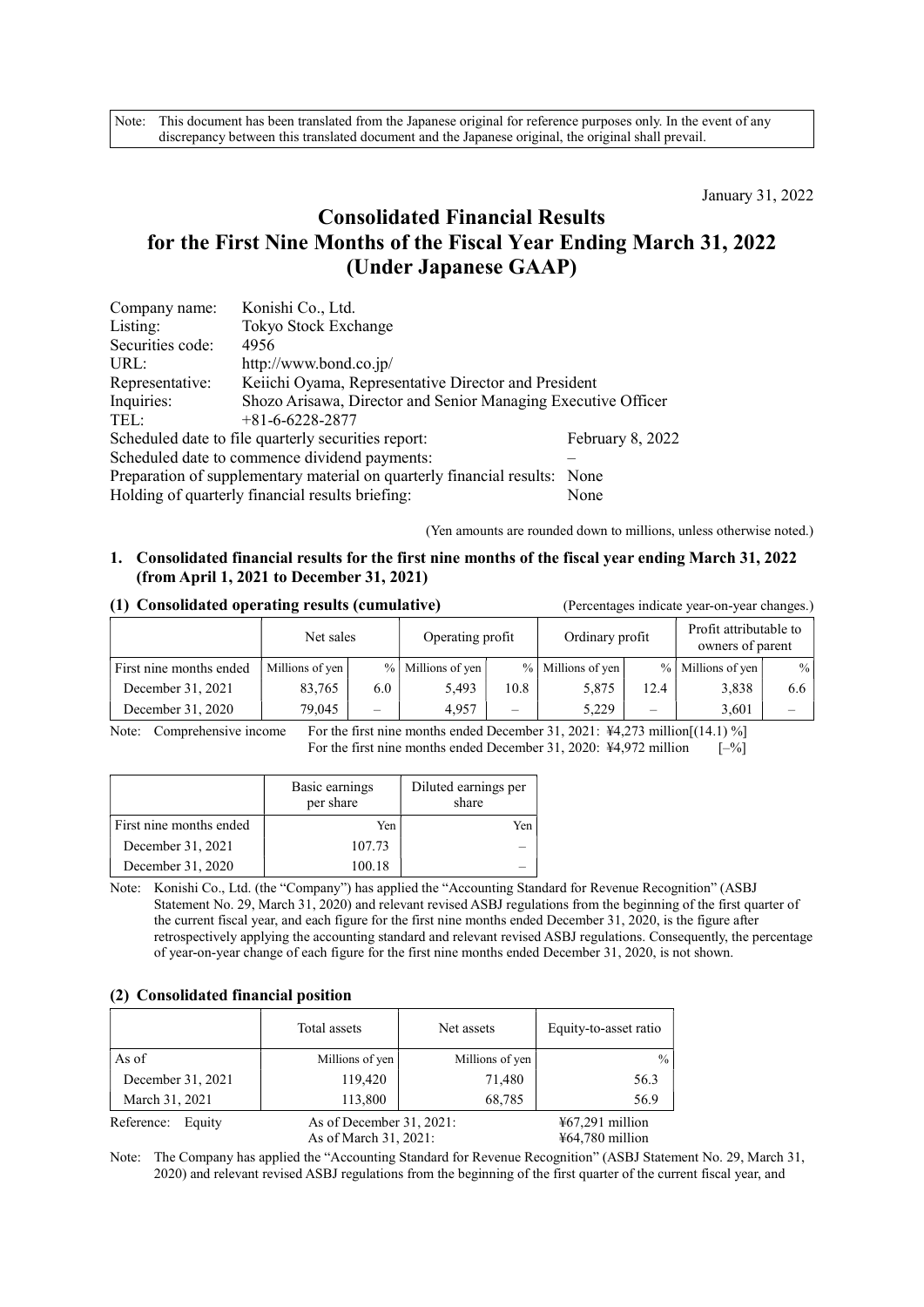Note: This document has been translated from the Japanese original for reference purposes only. In the event of any discrepancy between this translated document and the Japanese original, the original shall prevail.

January 31, 2022

# Consolidated Financial Results for the First Nine Months of the Fiscal Year Ending March 31, 2022 (Under Japanese GAAP)

| | |
|---|---|
| Company name: | Konishi Co., Ltd. |
| Listing: | Tokyo Stock Exchange |
| Securities code: | 4956 |
| URL: | http://www.bond.co.jp/ |
| Representative: | Keiichi Oyama, Representative Director and President |
| Inquiries: | Shozo Arisawa, Director and Senior Managing Executive Officer |
| TEL: | +81-6-6228-2877 |

Scheduled date to file quarterly securities report: February 8, 2022
Scheduled date to commence dividend payments: –
Preparation of supplementary material on quarterly financial results: None
Holding of quarterly financial results briefing: None

(Yen amounts are rounded down to millions, unless otherwise noted.)

## 1. Consolidated financial results for the first nine months of the fiscal year ending March 31, 2022 (from April 1, 2021 to December 31, 2021)

### (1) Consolidated operating results (cumulative)

(Percentages indicate year-on-year changes.)

| | Net sales | | Operating profit | | Ordinary profit | | Profit attributable to owners of parent | |
|---|---|---|---|---|---|---|---|---|
| First nine months ended | Millions of yen | % | Millions of yen | % | Millions of yen | % | Millions of yen | % |
| December 31, 2021 | 83,765 | 6.0 | 5,493 | 10.8 | 5,875 | 12.4 | 3,838 | 6.6 |
| December 31, 2020 | 79,045 | – | 4,957 | – | 5,229 | – | 3,601 | – |

Note: Comprehensive income For the first nine months ended December 31, 2021: ¥4,273 million[(14.1) %]
For the first nine months ended December 31, 2020: ¥4,972 million [–%]

| | Basic earnings per share | Diluted earnings per share |
|---|---|---|
| First nine months ended | Yen | Yen |
| December 31, 2021 | 107.73 | – |
| December 31, 2020 | 100.18 | – |

Note: Konishi Co., Ltd. (the "Company") has applied the "Accounting Standard for Revenue Recognition" (ASBJ Statement No. 29, March 31, 2020) and relevant revised ASBJ regulations from the beginning of the first quarter of the current fiscal year, and each figure for the first nine months ended December 31, 2020, is the figure after retrospectively applying the accounting standard and relevant revised ASBJ regulations. Consequently, the percentage of year-on-year change of each figure for the first nine months ended December 31, 2020, is not shown.

### (2) Consolidated financial position

| | Total assets | Net assets | Equity-to-asset ratio |
|---|---|---|---|
| As of | Millions of yen | Millions of yen | % |
| December 31, 2021 | 119,420 | 71,480 | 56.3 |
| March 31, 2021 | 113,800 | 68,785 | 56.9 |

Reference: Equity As of December 31, 2021: ¥67,291 million
As of March 31, 2021: ¥64,780 million

Note: The Company has applied the "Accounting Standard for Revenue Recognition" (ASBJ Statement No. 29, March 31, 2020) and relevant revised ASBJ regulations from the beginning of the first quarter of the current fiscal year, and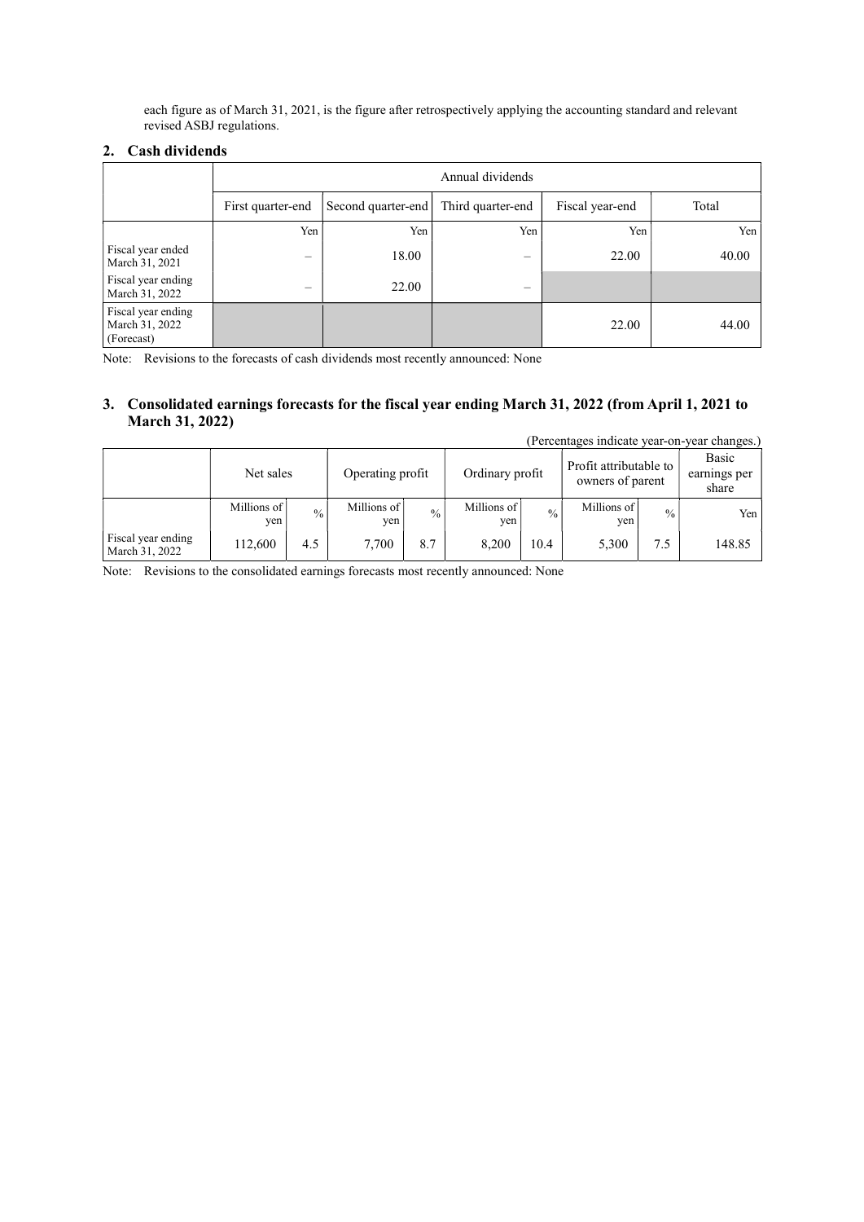each figure as of March 31, 2021, is the figure after retrospectively applying the accounting standard and relevant revised ASBJ regulations.

## 2. Cash dividends

| | Annual dividends | | | | |
|---|---|---|---|---|---|
| | First quarter-end | Second quarter-end | Third quarter-end | Fiscal year-end | Total |
| | Yen | Yen | Yen | Yen | Yen |
| Fiscal year ended March 31, 2021 | – | 18.00 | – | 22.00 | 40.00 |
| Fiscal year ending March 31, 2022 | – | 22.00 | – | | |
| Fiscal year ending March 31, 2022 (Forecast) | | | | 22.00 | 44.00 |

Note: Revisions to the forecasts of cash dividends most recently announced: None

## 3. Consolidated earnings forecasts for the fiscal year ending March 31, 2022 (from April 1, 2021 to March 31, 2022)

(Percentages indicate year-on-year changes.)

| | Net sales | | Operating profit | | Ordinary profit | | Profit attributable to owners of parent | | Basic earnings per share |
|---|---|---|---|---|---|---|---|---|---|
| | Millions of yen | % | Millions of yen | % | Millions of yen | % | Millions of yen | % | Yen |
| Fiscal year ending March 31, 2022 | 112,600 | 4.5 | 7,700 | 8.7 | 8,200 | 10.4 | 5,300 | 7.5 | 148.85 |

Note: Revisions to the consolidated earnings forecasts most recently announced: None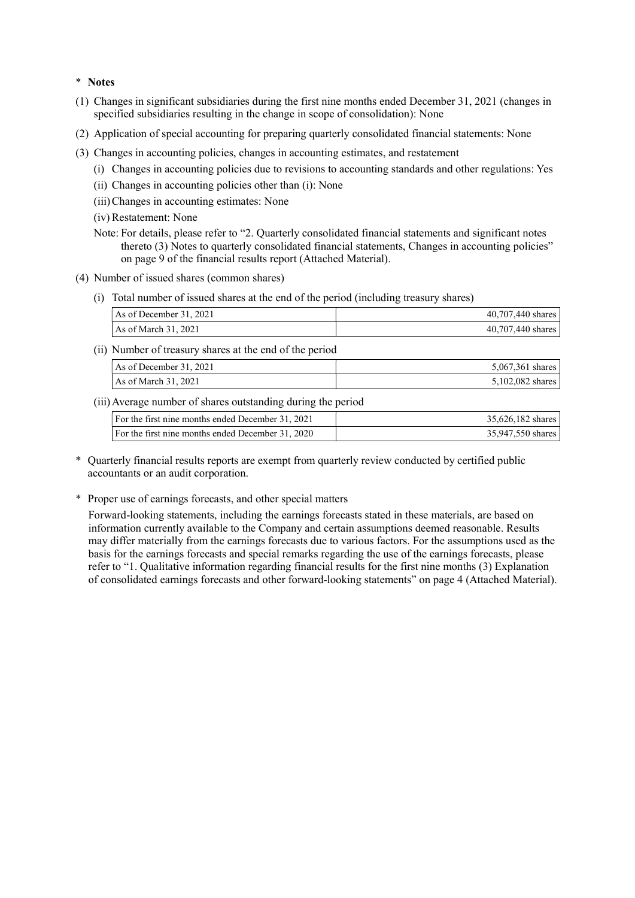\* **Notes**

(1) Changes in significant subsidiaries during the first nine months ended December 31, 2021 (changes in specified subsidiaries resulting in the change in scope of consolidation): None

(2) Application of special accounting for preparing quarterly consolidated financial statements: None

(3) Changes in accounting policies, changes in accounting estimates, and restatement

(i) Changes in accounting policies due to revisions to accounting standards and other regulations: Yes

(ii) Changes in accounting policies other than (i): None

(iii) Changes in accounting estimates: None

(iv) Restatement: None

Note: For details, please refer to "2. Quarterly consolidated financial statements and significant notes thereto (3) Notes to quarterly consolidated financial statements, Changes in accounting policies" on page 9 of the financial results report (Attached Material).

(4) Number of issued shares (common shares)

(i) Total number of issued shares at the end of the period (including treasury shares)

| | |
|---|---|
| As of December 31, 2021 | 40,707,440 shares |
| As of March 31, 2021 | 40,707,440 shares |

(ii) Number of treasury shares at the end of the period

| | |
|---|---|
| As of December 31, 2021 | 5,067,361 shares |
| As of March 31, 2021 | 5,102,082 shares |

(iii) Average number of shares outstanding during the period

| | |
|---|---|
| For the first nine months ended December 31, 2021 | 35,626,182 shares |
| For the first nine months ended December 31, 2020 | 35,947,550 shares |

\* Quarterly financial results reports are exempt from quarterly review conducted by certified public accountants or an audit corporation.

\* Proper use of earnings forecasts, and other special matters

Forward-looking statements, including the earnings forecasts stated in these materials, are based on information currently available to the Company and certain assumptions deemed reasonable. Results may differ materially from the earnings forecasts due to various factors. For the assumptions used as the basis for the earnings forecasts and special remarks regarding the use of the earnings forecasts, please refer to "1. Qualitative information regarding financial results for the first nine months (3) Explanation of consolidated earnings forecasts and other forward-looking statements" on page 4 (Attached Material).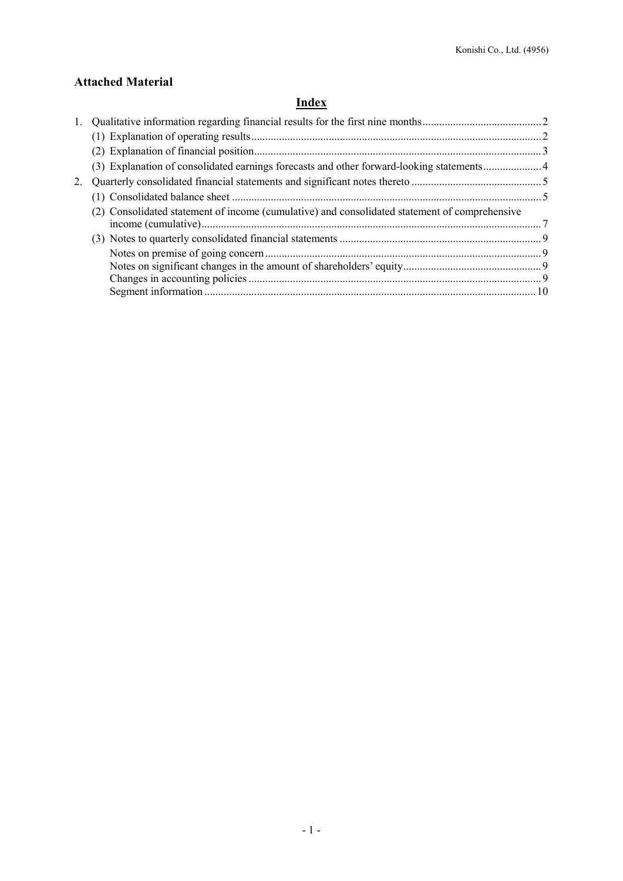## Attached Material

# Index

1. Qualitative information regarding financial results for the first nine months .......... 2
   - (1) Explanation of operating results .......... 2
   - (2) Explanation of financial position .......... 3
   - (3) Explanation of consolidated earnings forecasts and other forward-looking statements .......... 4
2. Quarterly consolidated financial statements and significant notes thereto .......... 5
   - (1) Consolidated balance sheet .......... 5
   - (2) Consolidated statement of income (cumulative) and consolidated statement of comprehensive income (cumulative) .......... 7
   - (3) Notes to quarterly consolidated financial statements .......... 9
     - Notes on premise of going concern .......... 9
     - Notes on significant changes in the amount of shareholders' equity .......... 9
     - Changes in accounting policies .......... 9
     - Segment information .......... 10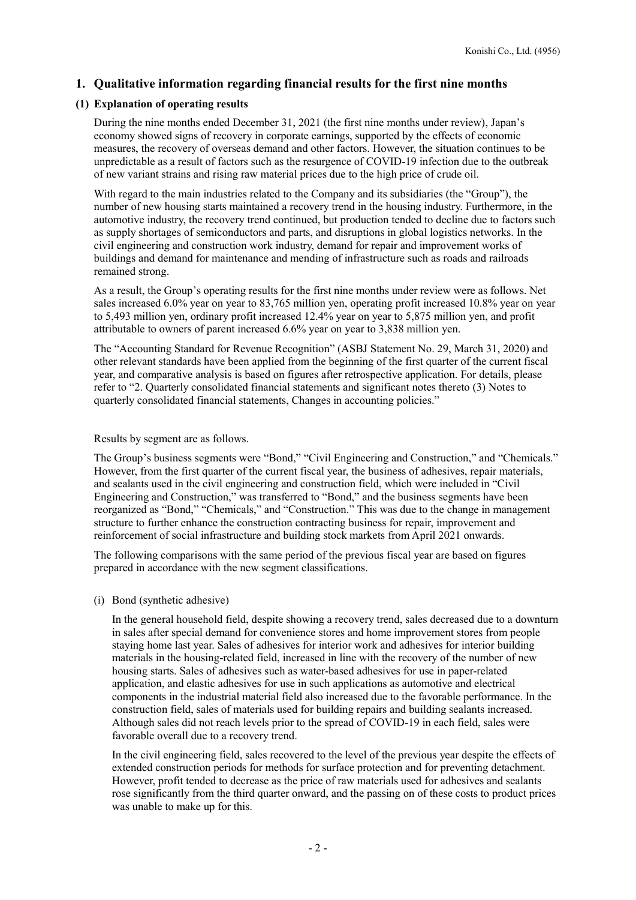## 1. Qualitative information regarding financial results for the first nine months

### (1) Explanation of operating results

During the nine months ended December 31, 2021 (the first nine months under review), Japan's economy showed signs of recovery in corporate earnings, supported by the effects of economic measures, the recovery of overseas demand and other factors. However, the situation continues to be unpredictable as a result of factors such as the resurgence of COVID-19 infection due to the outbreak of new variant strains and rising raw material prices due to the high price of crude oil.

With regard to the main industries related to the Company and its subsidiaries (the "Group"), the number of new housing starts maintained a recovery trend in the housing industry. Furthermore, in the automotive industry, the recovery trend continued, but production tended to decline due to factors such as supply shortages of semiconductors and parts, and disruptions in global logistics networks. In the civil engineering and construction work industry, demand for repair and improvement works of buildings and demand for maintenance and mending of infrastructure such as roads and railroads remained strong.

As a result, the Group's operating results for the first nine months under review were as follows. Net sales increased 6.0% year on year to 83,765 million yen, operating profit increased 10.8% year on year to 5,493 million yen, ordinary profit increased 12.4% year on year to 5,875 million yen, and profit attributable to owners of parent increased 6.6% year on year to 3,838 million yen.

The "Accounting Standard for Revenue Recognition" (ASBJ Statement No. 29, March 31, 2020) and other relevant standards have been applied from the beginning of the first quarter of the current fiscal year, and comparative analysis is based on figures after retrospective application. For details, please refer to "2. Quarterly consolidated financial statements and significant notes thereto (3) Notes to quarterly consolidated financial statements, Changes in accounting policies."

Results by segment are as follows.

The Group's business segments were "Bond," "Civil Engineering and Construction," and "Chemicals." However, from the first quarter of the current fiscal year, the business of adhesives, repair materials, and sealants used in the civil engineering and construction field, which were included in "Civil Engineering and Construction," was transferred to "Bond," and the business segments have been reorganized as "Bond," "Chemicals," and "Construction." This was due to the change in management structure to further enhance the construction contracting business for repair, improvement and reinforcement of social infrastructure and building stock markets from April 2021 onwards.

The following comparisons with the same period of the previous fiscal year are based on figures prepared in accordance with the new segment classifications.

(i) Bond (synthetic adhesive)

In the general household field, despite showing a recovery trend, sales decreased due to a downturn in sales after special demand for convenience stores and home improvement stores from people staying home last year. Sales of adhesives for interior work and adhesives for interior building materials in the housing-related field, increased in line with the recovery of the number of new housing starts. Sales of adhesives such as water-based adhesives for use in paper-related application, and elastic adhesives for use in such applications as automotive and electrical components in the industrial material field also increased due to the favorable performance. In the construction field, sales of materials used for building repairs and building sealants increased. Although sales did not reach levels prior to the spread of COVID-19 in each field, sales were favorable overall due to a recovery trend.

In the civil engineering field, sales recovered to the level of the previous year despite the effects of extended construction periods for methods for surface protection and for preventing detachment. However, profit tended to decrease as the price of raw materials used for adhesives and sealants rose significantly from the third quarter onward, and the passing on of these costs to product prices was unable to make up for this.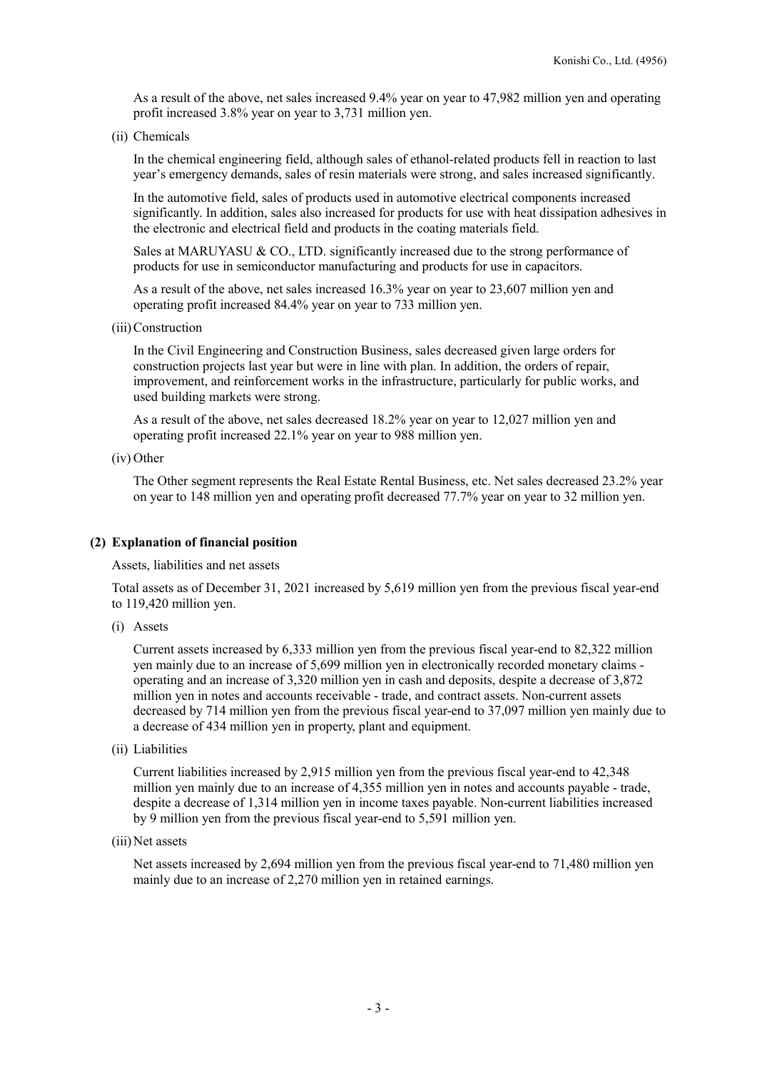As a result of the above, net sales increased 9.4% year on year to 47,982 million yen and operating profit increased 3.8% year on year to 3,731 million yen.

(ii) Chemicals

In the chemical engineering field, although sales of ethanol-related products fell in reaction to last year's emergency demands, sales of resin materials were strong, and sales increased significantly.

In the automotive field, sales of products used in automotive electrical components increased significantly. In addition, sales also increased for products for use with heat dissipation adhesives in the electronic and electrical field and products in the coating materials field.

Sales at MARUYASU & CO., LTD. significantly increased due to the strong performance of products for use in semiconductor manufacturing and products for use in capacitors.

As a result of the above, net sales increased 16.3% year on year to 23,607 million yen and operating profit increased 84.4% year on year to 733 million yen.

(iii) Construction

In the Civil Engineering and Construction Business, sales decreased given large orders for construction projects last year but were in line with plan. In addition, the orders of repair, improvement, and reinforcement works in the infrastructure, particularly for public works, and used building markets were strong.

As a result of the above, net sales decreased 18.2% year on year to 12,027 million yen and operating profit increased 22.1% year on year to 988 million yen.

(iv) Other

The Other segment represents the Real Estate Rental Business, etc. Net sales decreased 23.2% year on year to 148 million yen and operating profit decreased 77.7% year on year to 32 million yen.

### (2) Explanation of financial position

Assets, liabilities and net assets

Total assets as of December 31, 2021 increased by 5,619 million yen from the previous fiscal year-end to 119,420 million yen.

(i) Assets

Current assets increased by 6,333 million yen from the previous fiscal year-end to 82,322 million yen mainly due to an increase of 5,699 million yen in electronically recorded monetary claims - operating and an increase of 3,320 million yen in cash and deposits, despite a decrease of 3,872 million yen in notes and accounts receivable - trade, and contract assets. Non-current assets decreased by 714 million yen from the previous fiscal year-end to 37,097 million yen mainly due to a decrease of 434 million yen in property, plant and equipment.

(ii) Liabilities

Current liabilities increased by 2,915 million yen from the previous fiscal year-end to 42,348 million yen mainly due to an increase of 4,355 million yen in notes and accounts payable - trade, despite a decrease of 1,314 million yen in income taxes payable. Non-current liabilities increased by 9 million yen from the previous fiscal year-end to 5,591 million yen.

(iii) Net assets

Net assets increased by 2,694 million yen from the previous fiscal year-end to 71,480 million yen mainly due to an increase of 2,270 million yen in retained earnings.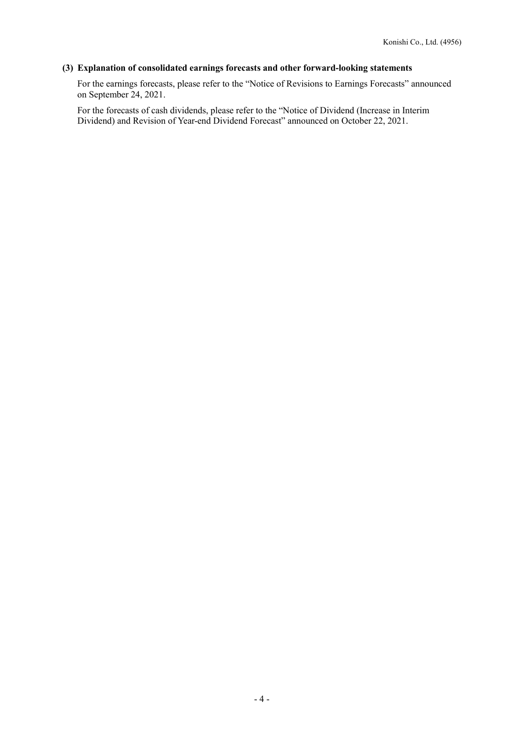### (3) Explanation of consolidated earnings forecasts and other forward-looking statements

For the earnings forecasts, please refer to the "Notice of Revisions to Earnings Forecasts" announced on September 24, 2021.

For the forecasts of cash dividends, please refer to the "Notice of Dividend (Increase in Interim Dividend) and Revision of Year-end Dividend Forecast" announced on October 22, 2021.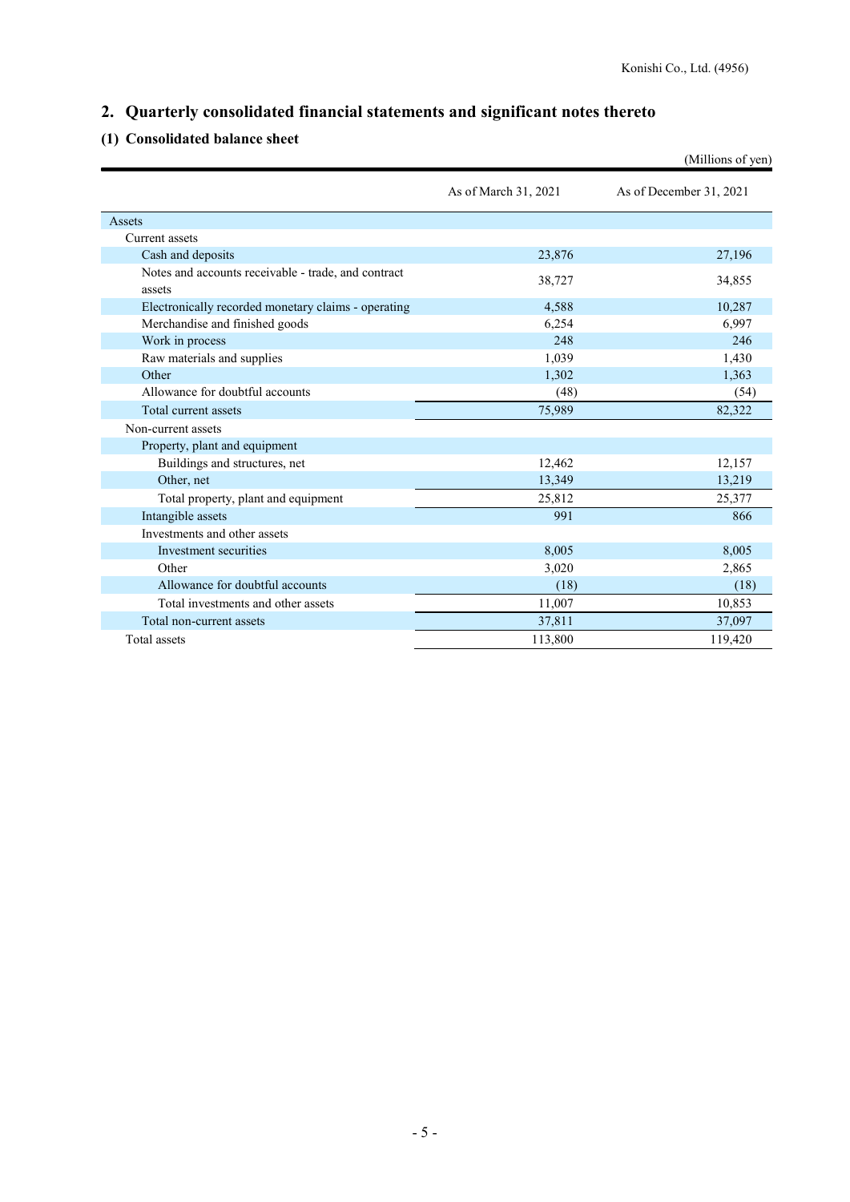## 2. Quarterly consolidated financial statements and significant notes thereto

### (1) Consolidated balance sheet

(Millions of yen)

| | As of March 31, 2021 | As of December 31, 2021 |
|---|---|---|
| Assets | | |
| Current assets | | |
| Cash and deposits | 23,876 | 27,196 |
| Notes and accounts receivable - trade, and contract assets | 38,727 | 34,855 |
| Electronically recorded monetary claims - operating | 4,588 | 10,287 |
| Merchandise and finished goods | 6,254 | 6,997 |
| Work in process | 248 | 246 |
| Raw materials and supplies | 1,039 | 1,430 |
| Other | 1,302 | 1,363 |
| Allowance for doubtful accounts | (48) | (54) |
| Total current assets | 75,989 | 82,322 |
| Non-current assets | | |
| Property, plant and equipment | | |
| Buildings and structures, net | 12,462 | 12,157 |
| Other, net | 13,349 | 13,219 |
| Total property, plant and equipment | 25,812 | 25,377 |
| Intangible assets | 991 | 866 |
| Investments and other assets | | |
| Investment securities | 8,005 | 8,005 |
| Other | 3,020 | 2,865 |
| Allowance for doubtful accounts | (18) | (18) |
| Total investments and other assets | 11,007 | 10,853 |
| Total non-current assets | 37,811 | 37,097 |
| Total assets | 113,800 | 119,420 |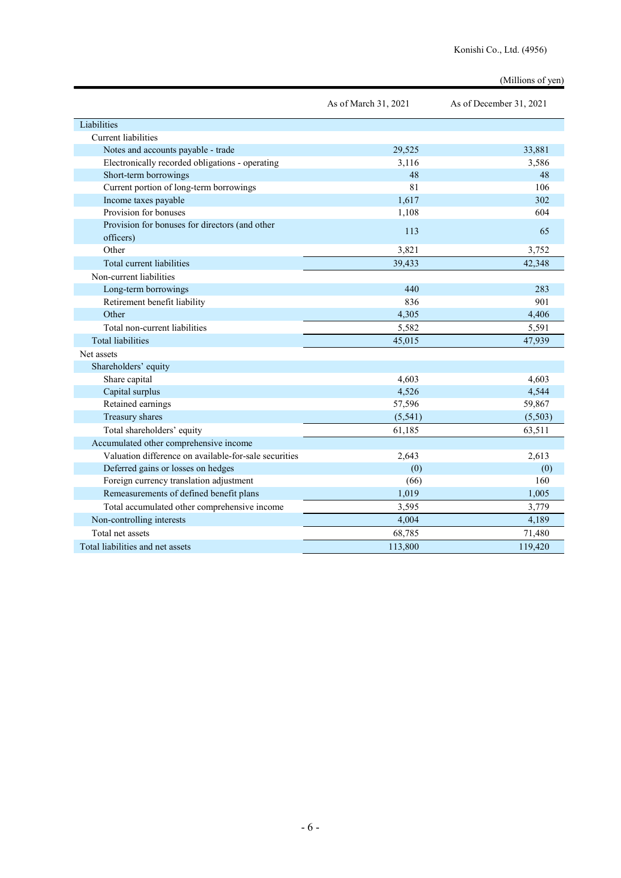(Millions of yen)

| | As of March 31, 2021 | As of December 31, 2021 |
|---|---|---|
| Liabilities | | |
| Current liabilities | | |
| Notes and accounts payable - trade | 29,525 | 33,881 |
| Electronically recorded obligations - operating | 3,116 | 3,586 |
| Short-term borrowings | 48 | 48 |
| Current portion of long-term borrowings | 81 | 106 |
| Income taxes payable | 1,617 | 302 |
| Provision for bonuses | 1,108 | 604 |
| Provision for bonuses for directors (and other officers) | 113 | 65 |
| Other | 3,821 | 3,752 |
| Total current liabilities | 39,433 | 42,348 |
| Non-current liabilities | | |
| Long-term borrowings | 440 | 283 |
| Retirement benefit liability | 836 | 901 |
| Other | 4,305 | 4,406 |
| Total non-current liabilities | 5,582 | 5,591 |
| Total liabilities | 45,015 | 47,939 |
| Net assets | | |
| Shareholders' equity | | |
| Share capital | 4,603 | 4,603 |
| Capital surplus | 4,526 | 4,544 |
| Retained earnings | 57,596 | 59,867 |
| Treasury shares | (5,541) | (5,503) |
| Total shareholders' equity | 61,185 | 63,511 |
| Accumulated other comprehensive income | | |
| Valuation difference on available-for-sale securities | 2,643 | 2,613 |
| Deferred gains or losses on hedges | (0) | (0) |
| Foreign currency translation adjustment | (66) | 160 |
| Remeasurements of defined benefit plans | 1,019 | 1,005 |
| Total accumulated other comprehensive income | 3,595 | 3,779 |
| Non-controlling interests | 4,004 | 4,189 |
| Total net assets | 68,785 | 71,480 |
| Total liabilities and net assets | 113,800 | 119,420 |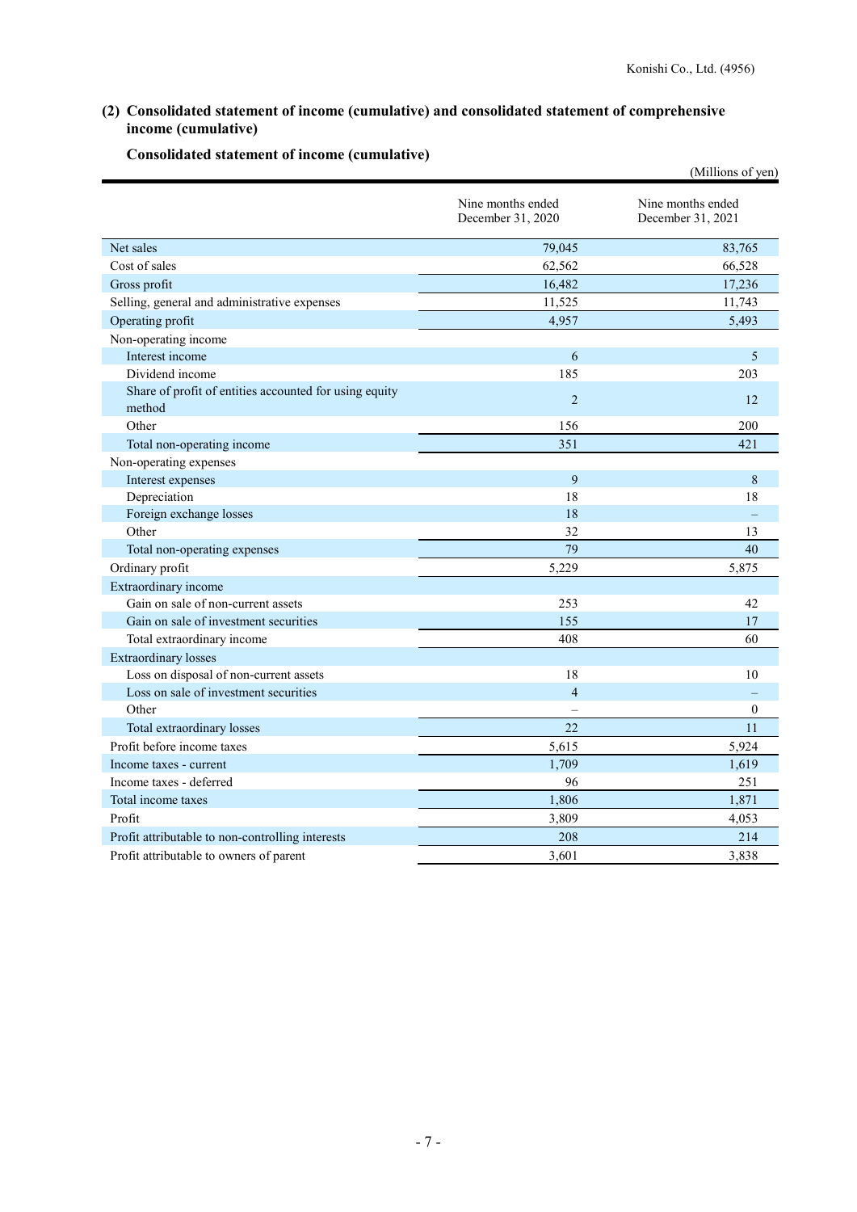## (2) Consolidated statement of income (cumulative) and consolidated statement of comprehensive income (cumulative)

### Consolidated statement of income (cumulative)

(Millions of yen)

| | Nine months ended December 31, 2020 | Nine months ended December 31, 2021 |
|---|---|---|
| Net sales | 79,045 | 83,765 |
| Cost of sales | 62,562 | 66,528 |
| Gross profit | 16,482 | 17,236 |
| Selling, general and administrative expenses | 11,525 | 11,743 |
| Operating profit | 4,957 | 5,493 |
| Non-operating income | | |
| Interest income | 6 | 5 |
| Dividend income | 185 | 203 |
| Share of profit of entities accounted for using equity method | 2 | 12 |
| Other | 156 | 200 |
| Total non-operating income | 351 | 421 |
| Non-operating expenses | | |
| Interest expenses | 9 | 8 |
| Depreciation | 18 | 18 |
| Foreign exchange losses | 18 | – |
| Other | 32 | 13 |
| Total non-operating expenses | 79 | 40 |
| Ordinary profit | 5,229 | 5,875 |
| Extraordinary income | | |
| Gain on sale of non-current assets | 253 | 42 |
| Gain on sale of investment securities | 155 | 17 |
| Total extraordinary income | 408 | 60 |
| Extraordinary losses | | |
| Loss on disposal of non-current assets | 18 | 10 |
| Loss on sale of investment securities | 4 | – |
| Other | – | 0 |
| Total extraordinary losses | 22 | 11 |
| Profit before income taxes | 5,615 | 5,924 |
| Income taxes - current | 1,709 | 1,619 |
| Income taxes - deferred | 96 | 251 |
| Total income taxes | 1,806 | 1,871 |
| Profit | 3,809 | 4,053 |
| Profit attributable to non-controlling interests | 208 | 214 |
| Profit attributable to owners of parent | 3,601 | 3,838 |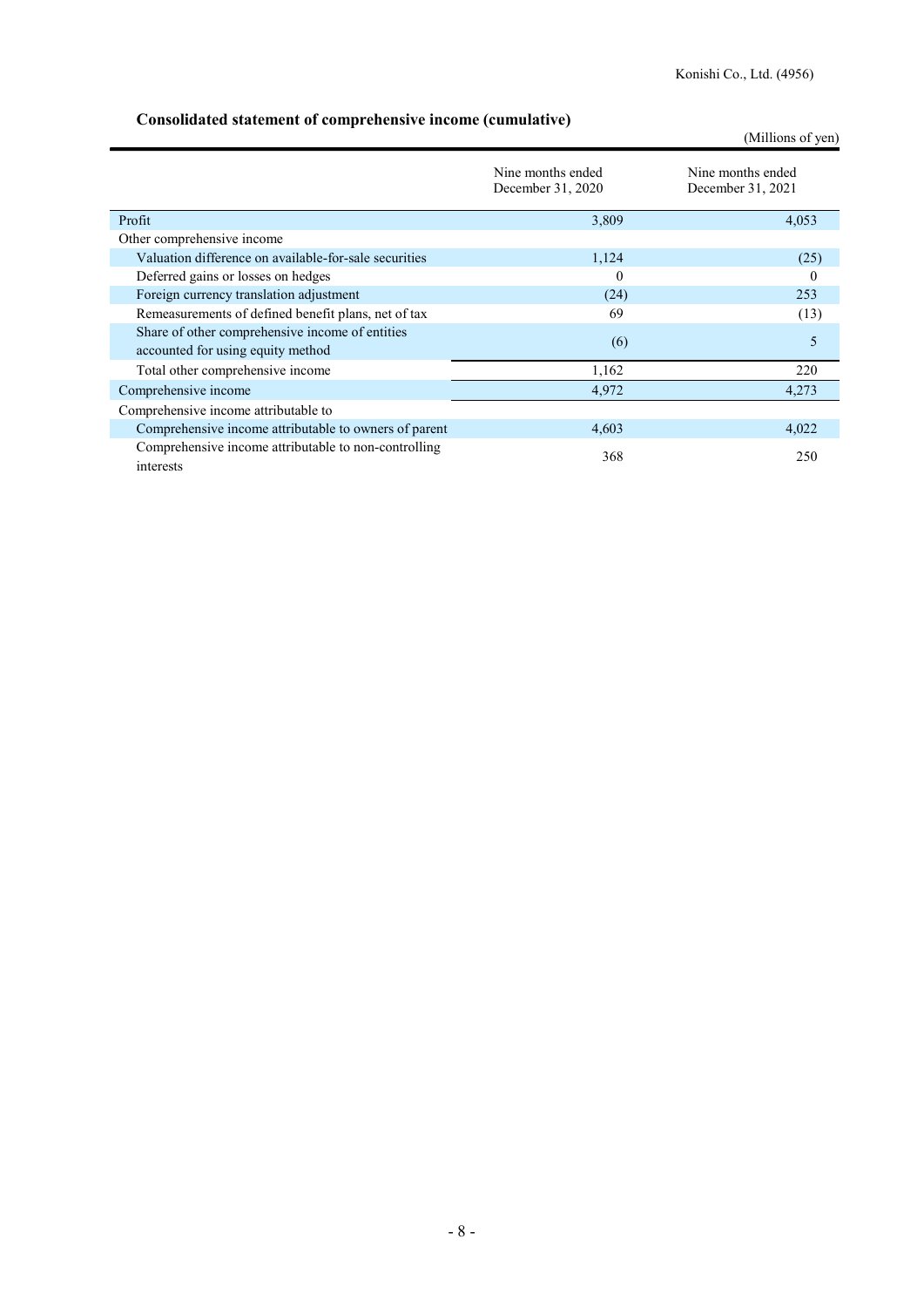### Consolidated statement of comprehensive income (cumulative)

(Millions of yen)

| | Nine months ended December 31, 2020 | Nine months ended December 31, 2021 |
|---|---|---|
| Profit | 3,809 | 4,053 |
| Other comprehensive income | | |
| Valuation difference on available-for-sale securities | 1,124 | (25) |
| Deferred gains or losses on hedges | 0 | 0 |
| Foreign currency translation adjustment | (24) | 253 |
| Remeasurements of defined benefit plans, net of tax | 69 | (13) |
| Share of other comprehensive income of entities accounted for using equity method | (6) | 5 |
| Total other comprehensive income | 1,162 | 220 |
| Comprehensive income | 4,972 | 4,273 |
| Comprehensive income attributable to | | |
| Comprehensive income attributable to owners of parent | 4,603 | 4,022 |
| Comprehensive income attributable to non-controlling interests | 368 | 250 |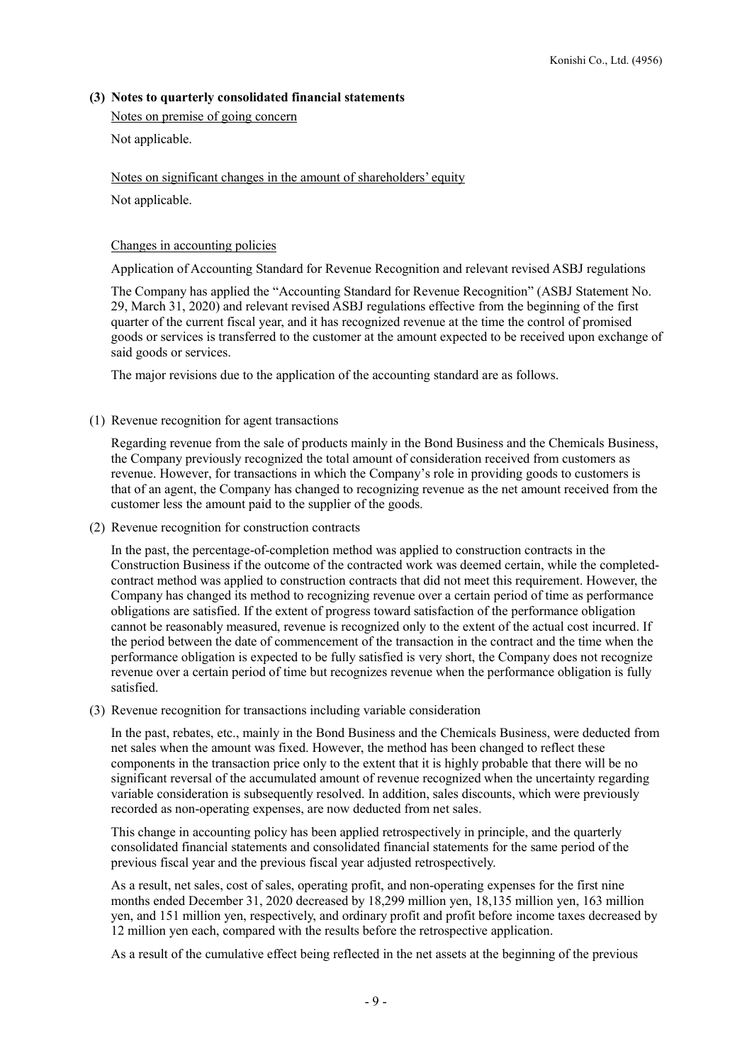### (3) Notes to quarterly consolidated financial statements

Notes on premise of going concern

Not applicable.

Notes on significant changes in the amount of shareholders' equity

Not applicable.

Changes in accounting policies

Application of Accounting Standard for Revenue Recognition and relevant revised ASBJ regulations

The Company has applied the "Accounting Standard for Revenue Recognition" (ASBJ Statement No. 29, March 31, 2020) and relevant revised ASBJ regulations effective from the beginning of the first quarter of the current fiscal year, and it has recognized revenue at the time the control of promised goods or services is transferred to the customer at the amount expected to be received upon exchange of said goods or services.

The major revisions due to the application of the accounting standard are as follows.

(1) Revenue recognition for agent transactions

Regarding revenue from the sale of products mainly in the Bond Business and the Chemicals Business, the Company previously recognized the total amount of consideration received from customers as revenue. However, for transactions in which the Company's role in providing goods to customers is that of an agent, the Company has changed to recognizing revenue as the net amount received from the customer less the amount paid to the supplier of the goods.

(2) Revenue recognition for construction contracts

In the past, the percentage-of-completion method was applied to construction contracts in the Construction Business if the outcome of the contracted work was deemed certain, while the completed-contract method was applied to construction contracts that did not meet this requirement. However, the Company has changed its method to recognizing revenue over a certain period of time as performance obligations are satisfied. If the extent of progress toward satisfaction of the performance obligation cannot be reasonably measured, revenue is recognized only to the extent of the actual cost incurred. If the period between the date of commencement of the transaction in the contract and the time when the performance obligation is expected to be fully satisfied is very short, the Company does not recognize revenue over a certain period of time but recognizes revenue when the performance obligation is fully satisfied.

(3) Revenue recognition for transactions including variable consideration

In the past, rebates, etc., mainly in the Bond Business and the Chemicals Business, were deducted from net sales when the amount was fixed. However, the method has been changed to reflect these components in the transaction price only to the extent that it is highly probable that there will be no significant reversal of the accumulated amount of revenue recognized when the uncertainty regarding variable consideration is subsequently resolved. In addition, sales discounts, which were previously recorded as non-operating expenses, are now deducted from net sales.

This change in accounting policy has been applied retrospectively in principle, and the quarterly consolidated financial statements and consolidated financial statements for the same period of the previous fiscal year and the previous fiscal year adjusted retrospectively.

As a result, net sales, cost of sales, operating profit, and non-operating expenses for the first nine months ended December 31, 2020 decreased by 18,299 million yen, 18,135 million yen, 163 million yen, and 151 million yen, respectively, and ordinary profit and profit before income taxes decreased by 12 million yen each, compared with the results before the retrospective application.

As a result of the cumulative effect being reflected in the net assets at the beginning of the previous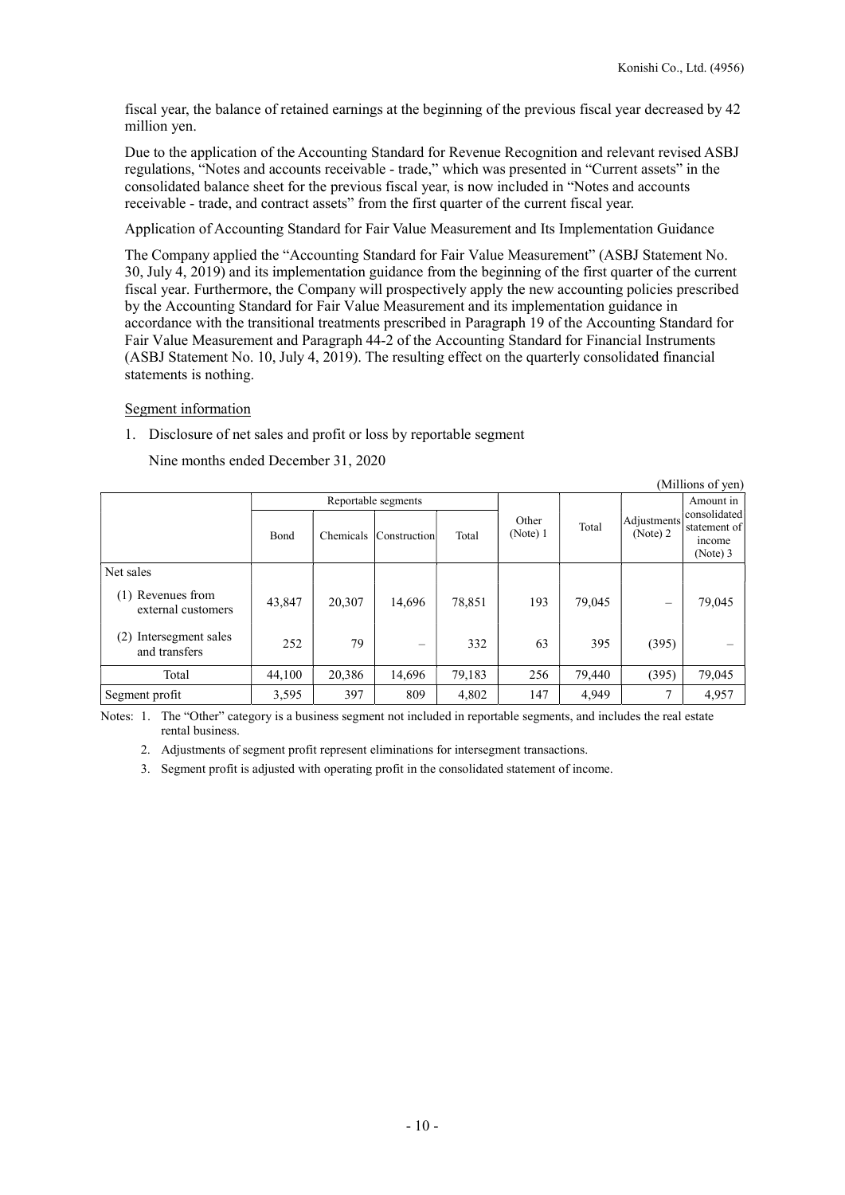fiscal year, the balance of retained earnings at the beginning of the previous fiscal year decreased by 42 million yen.

Due to the application of the Accounting Standard for Revenue Recognition and relevant revised ASBJ regulations, "Notes and accounts receivable - trade," which was presented in "Current assets" in the consolidated balance sheet for the previous fiscal year, is now included in "Notes and accounts receivable - trade, and contract assets" from the first quarter of the current fiscal year.

Application of Accounting Standard for Fair Value Measurement and Its Implementation Guidance

The Company applied the "Accounting Standard for Fair Value Measurement" (ASBJ Statement No. 30, July 4, 2019) and its implementation guidance from the beginning of the first quarter of the current fiscal year. Furthermore, the Company will prospectively apply the new accounting policies prescribed by the Accounting Standard for Fair Value Measurement and its implementation guidance in accordance with the transitional treatments prescribed in Paragraph 19 of the Accounting Standard for Fair Value Measurement and Paragraph 44-2 of the Accounting Standard for Financial Instruments (ASBJ Statement No. 10, July 4, 2019). The resulting effect on the quarterly consolidated financial statements is nothing.

Segment information

1. Disclosure of net sales and profit or loss by reportable segment

Nine months ended December 31, 2020

(Millions of yen)

| | Reportable segments | | | | Other (Note) 1 | Total | Adjustments (Note) 2 | Amount in consolidated statement of income (Note) 3 |
|---|---|---|---|---|---|---|---|---|
| | Bond | Chemicals | Construction | Total | | | | |
| Net sales | | | | | | | | |
| (1) Revenues from external customers | 43,847 | 20,307 | 14,696 | 78,851 | 193 | 79,045 | – | 79,045 |
| (2) Intersegment sales and transfers | 252 | 79 | – | 332 | 63 | 395 | (395) | – |
| Total | 44,100 | 20,386 | 14,696 | 79,183 | 256 | 79,440 | (395) | 79,045 |
| Segment profit | 3,595 | 397 | 809 | 4,802 | 147 | 4,949 | 7 | 4,957 |

Notes: 1. The "Other" category is a business segment not included in reportable segments, and includes the real estate rental business.

2. Adjustments of segment profit represent eliminations for intersegment transactions.

3. Segment profit is adjusted with operating profit in the consolidated statement of income.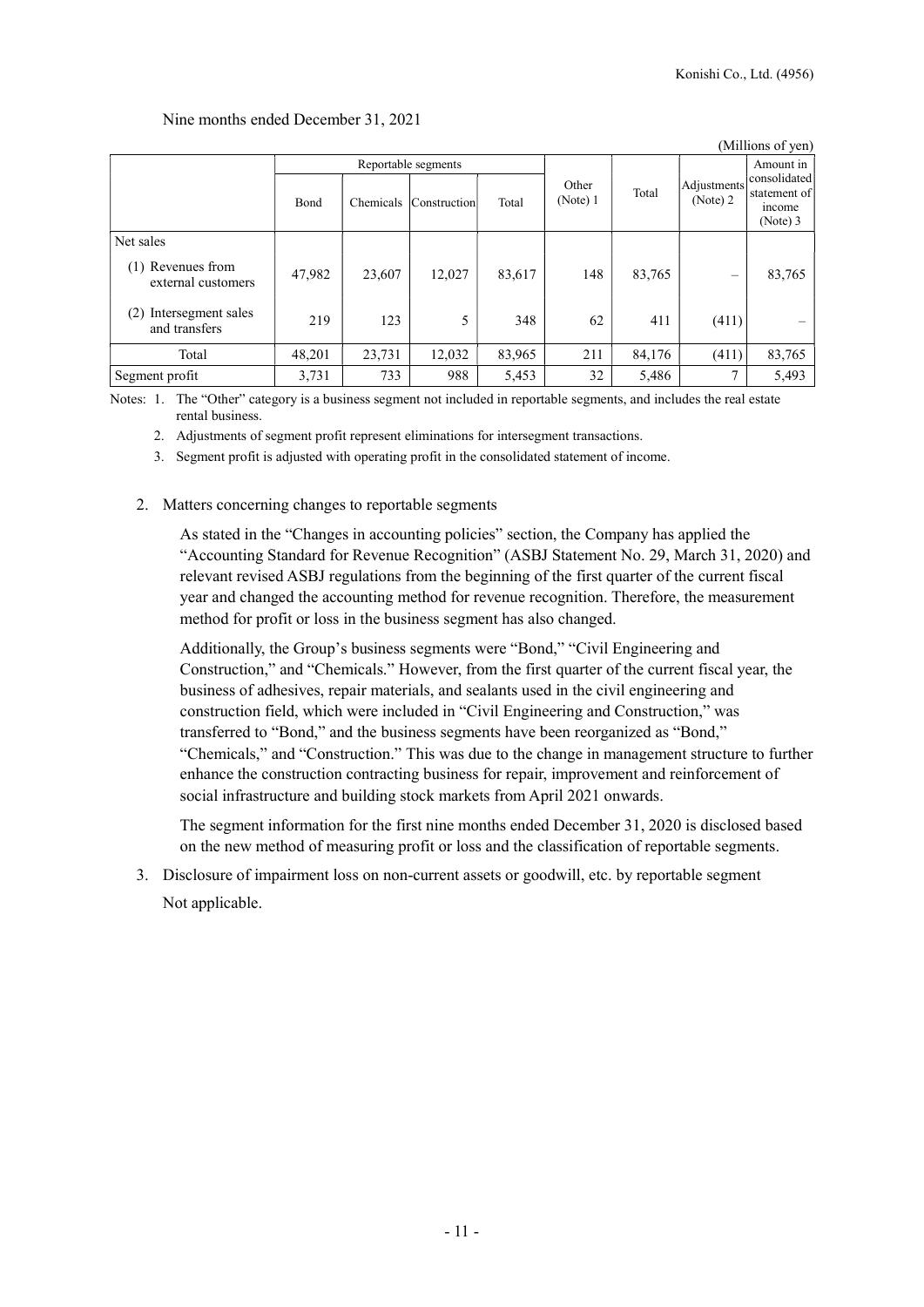Nine months ended December 31, 2021

(Millions of yen)

| | Reportable segments | | | | Other (Note) 1 | Total | Adjustments (Note) 2 | Amount in consolidated statement of income (Note) 3 |
|---|---|---|---|---|---|---|---|---|
| | Bond | Chemicals | Construction | Total | | | | |
| Net sales | | | | | | | | |
| (1) Revenues from external customers | 47,982 | 23,607 | 12,027 | 83,617 | 148 | 83,765 | – | 83,765 |
| (2) Intersegment sales and transfers | 219 | 123 | 5 | 348 | 62 | 411 | (411) | – |
| Total | 48,201 | 23,731 | 12,032 | 83,965 | 211 | 84,176 | (411) | 83,765 |
| Segment profit | 3,731 | 733 | 988 | 5,453 | 32 | 5,486 | 7 | 5,493 |

Notes: 1. The "Other" category is a business segment not included in reportable segments, and includes the real estate rental business.

2. Adjustments of segment profit represent eliminations for intersegment transactions.

3. Segment profit is adjusted with operating profit in the consolidated statement of income.

2. Matters concerning changes to reportable segments

As stated in the "Changes in accounting policies" section, the Company has applied the "Accounting Standard for Revenue Recognition" (ASBJ Statement No. 29, March 31, 2020) and relevant revised ASBJ regulations from the beginning of the first quarter of the current fiscal year and changed the accounting method for revenue recognition. Therefore, the measurement method for profit or loss in the business segment has also changed.

Additionally, the Group's business segments were "Bond," "Civil Engineering and Construction," and "Chemicals." However, from the first quarter of the current fiscal year, the business of adhesives, repair materials, and sealants used in the civil engineering and construction field, which were included in "Civil Engineering and Construction," was transferred to "Bond," and the business segments have been reorganized as "Bond," "Chemicals," and "Construction." This was due to the change in management structure to further enhance the construction contracting business for repair, improvement and reinforcement of social infrastructure and building stock markets from April 2021 onwards.

The segment information for the first nine months ended December 31, 2020 is disclosed based on the new method of measuring profit or loss and the classification of reportable segments.

3. Disclosure of impairment loss on non-current assets or goodwill, etc. by reportable segment

Not applicable.